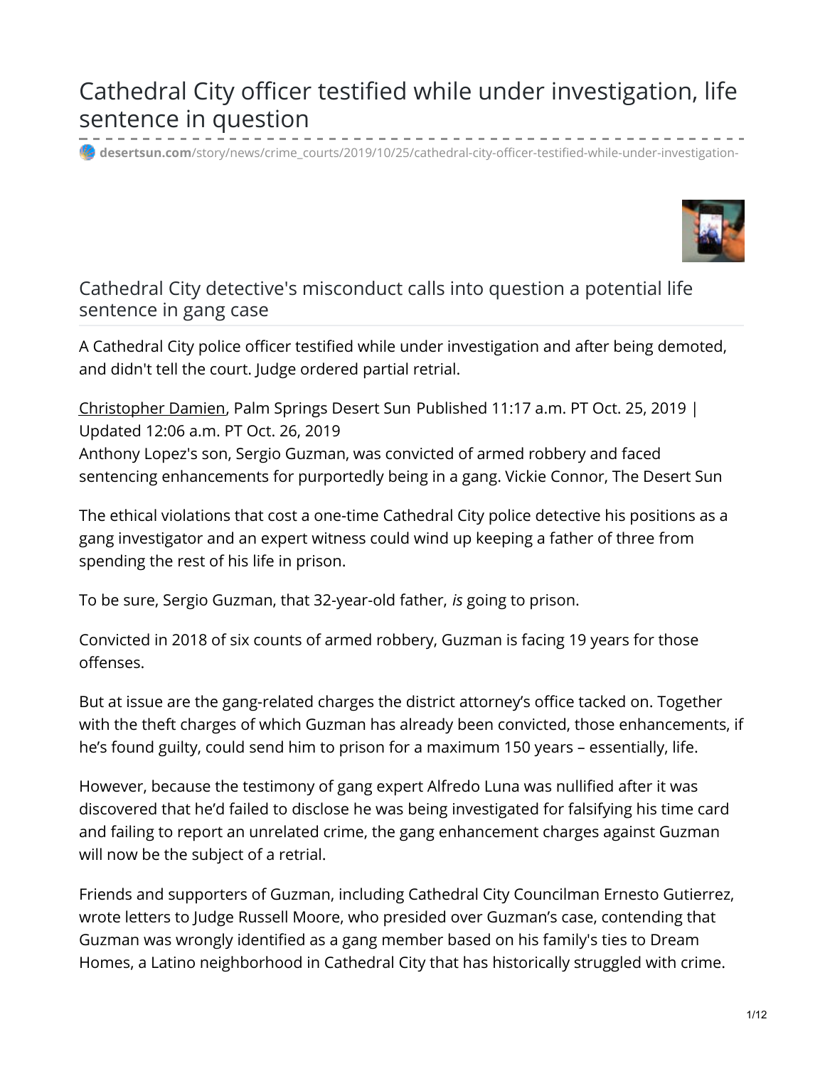# Cathedral City officer testified while under investigation, life sentence in question

desertsun.com/story/news/crime_courts/2019/10/25/cathedral-city-officer-testified-while-under-investigation-

## Cathedral City detective's misconduct calls into question a potential life sentence in gang case

A Cathedral City police officer testified while under investigation and after being demoted, and didn't tell the court. Judge ordered partial retrial.

Christopher Damien, Palm Springs Desert Sun Published 11:17 a.m. PT Oct. 25, 2019 | Updated 12:06 a.m. PT Oct. 26, 2019

Anthony Lopez's son, Sergio Guzman, was convicted of armed robbery and faced sentencing enhancements for purportedly being in a gang. Vickie Connor, The Desert Sun

The ethical violations that cost a one-time Cathedral City police detective his positions as a gang investigator and an expert witness could wind up keeping a father of three from spending the rest of his life in prison.

To be sure, Sergio Guzman, that 32-year-old father, *is* going to prison.

Convicted in 2018 of six counts of armed robbery, Guzman is facing 19 years for those offenses.

But at issue are the gang-related charges the district attorney's office tacked on. Together with the theft charges of which Guzman has already been convicted, those enhancements, if he's found guilty, could send him to prison for a maximum 150 years – essentially, life.

However, because the testimony of gang expert Alfredo Luna was nullified after it was discovered that he'd failed to disclose he was being investigated for falsifying his time card and failing to report an unrelated crime, the gang enhancement charges against Guzman will now be the subject of a retrial.

Friends and supporters of Guzman, including Cathedral City Councilman Ernesto Gutierrez, wrote letters to Judge Russell Moore, who presided over Guzman's case, contending that Guzman was wrongly identified as a gang member based on his family's ties to Dream Homes, a Latino neighborhood in Cathedral City that has historically struggled with crime.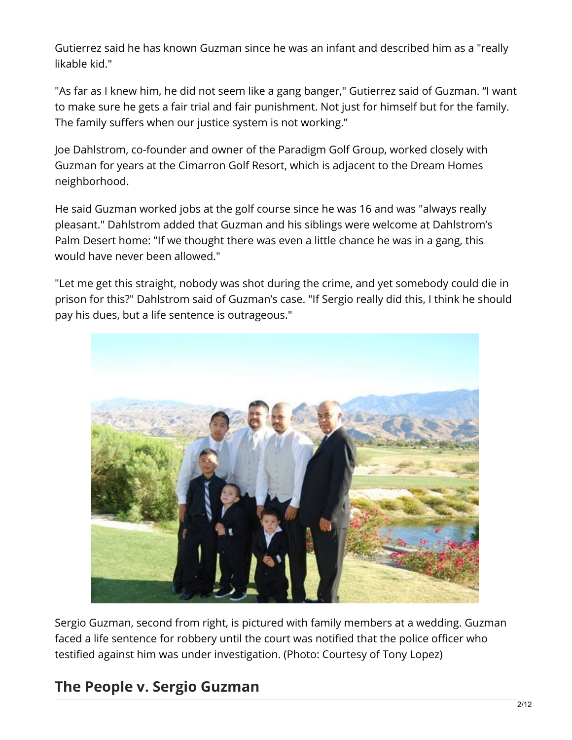Gutierrez said he has known Guzman since he was an infant and described him as a "really likable kid."

"As far as I knew him, he did not seem like a gang banger," Gutierrez said of Guzman. "I want to make sure he gets a fair trial and fair punishment. Not just for himself but for the family. The family suffers when our justice system is not working."

Joe Dahlstrom, co-founder and owner of the Paradigm Golf Group, worked closely with Guzman for years at the Cimarron Golf Resort, which is adjacent to the Dream Homes neighborhood.

He said Guzman worked jobs at the golf course since he was 16 and was "always really pleasant." Dahlstrom added that Guzman and his siblings were welcome at Dahlstrom's Palm Desert home: "If we thought there was even a little chance he was in a gang, this would have never been allowed."

"Let me get this straight, nobody was shot during the crime, and yet somebody could die in prison for this?" Dahlstrom said of Guzman's case. "If Sergio really did this, I think he should pay his dues, but a life sentence is outrageous."

Sergio Guzman, second from right, is pictured with family members at a wedding. Guzman faced a life sentence for robbery until the court was notified that the police officer who testified against him was under investigation. (Photo: Courtesy of Tony Lopez)

## The People v. Sergio Guzman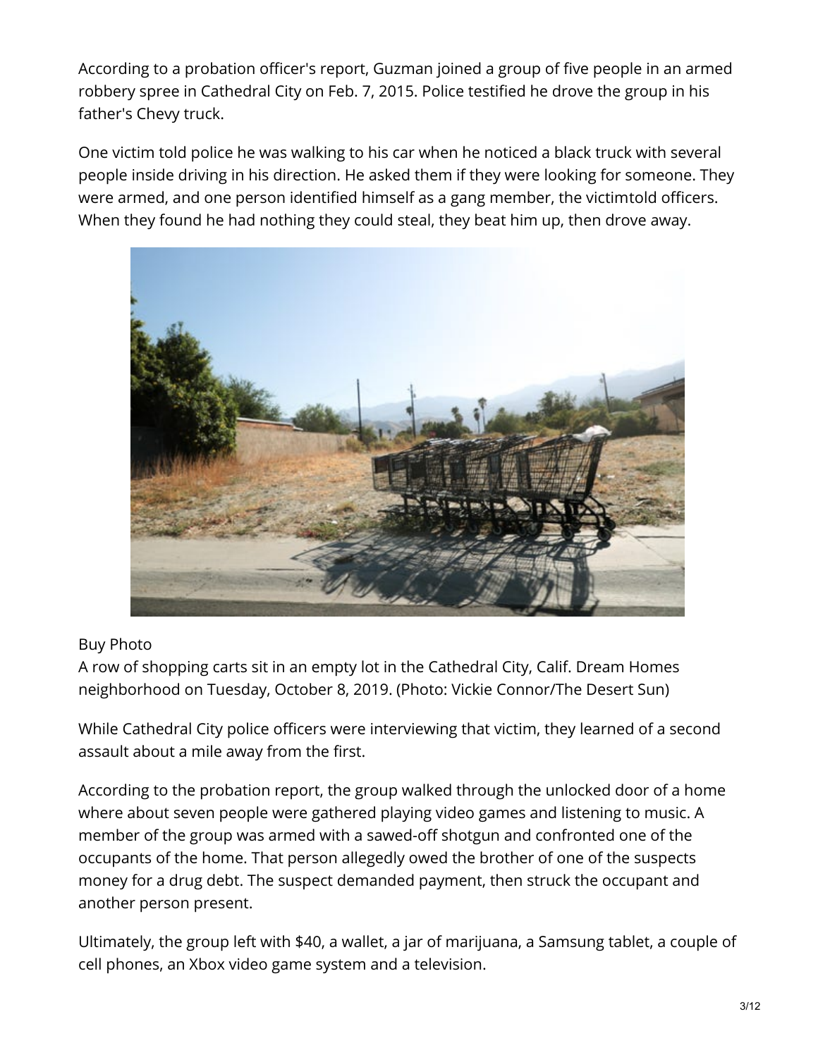According to a probation officer's report, Guzman joined a group of five people in an armed robbery spree in Cathedral City on Feb. 7, 2015. Police testified he drove the group in his father's Chevy truck.

One victim told police he was walking to his car when he noticed a black truck with several people inside driving in his direction. He asked them if they were looking for someone. They were armed, and one person identified himself as a gang member, the victimtold officers. When they found he had nothing they could steal, they beat him up, then drove away.

Buy Photo

A row of shopping carts sit in an empty lot in the Cathedral City, Calif. Dream Homes neighborhood on Tuesday, October 8, 2019. (Photo: Vickie Connor/The Desert Sun)

While Cathedral City police officers were interviewing that victim, they learned of a second assault about a mile away from the first.

According to the probation report, the group walked through the unlocked door of a home where about seven people were gathered playing video games and listening to music. A member of the group was armed with a sawed-off shotgun and confronted one of the occupants of the home. That person allegedly owed the brother of one of the suspects money for a drug debt. The suspect demanded payment, then struck the occupant and another person present.

Ultimately, the group left with $40, a wallet, a jar of marijuana, a Samsung tablet, a couple of cell phones, an Xbox video game system and a television.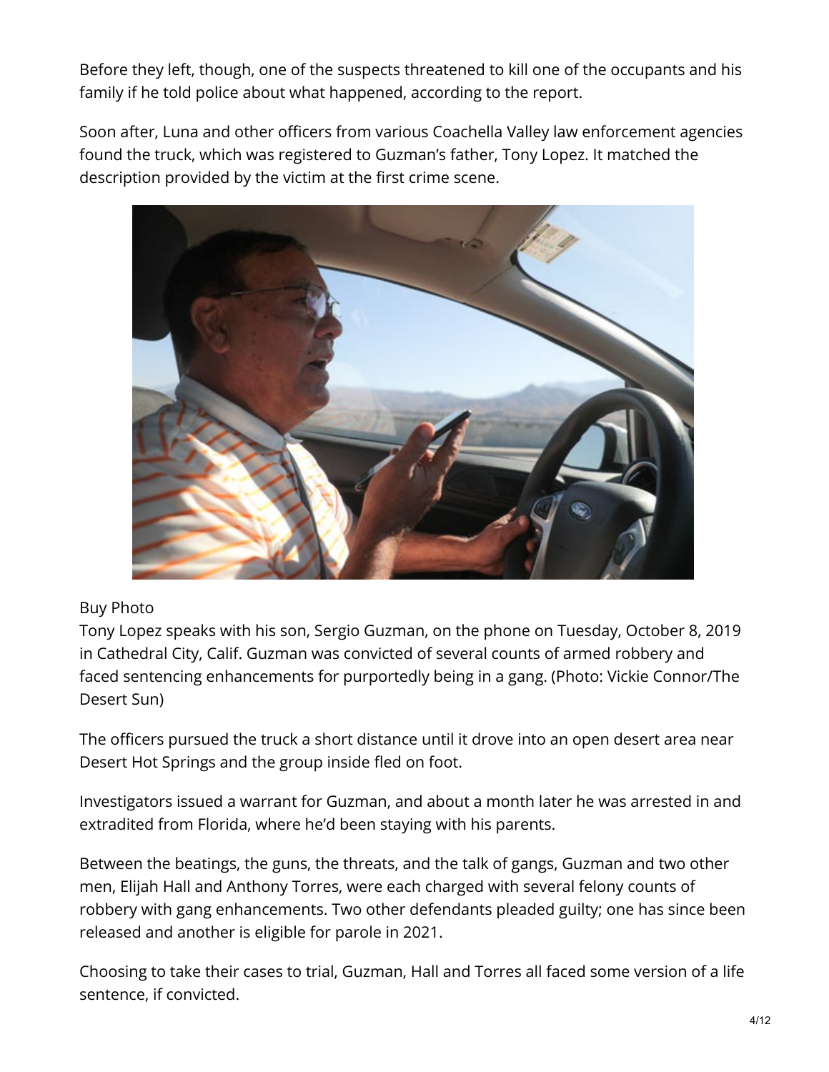Before they left, though, one of the suspects threatened to kill one of the occupants and his family if he told police about what happened, according to the report.

Soon after, Luna and other officers from various Coachella Valley law enforcement agencies found the truck, which was registered to Guzman's father, Tony Lopez. It matched the description provided by the victim at the first crime scene.

Buy Photo

Tony Lopez speaks with his son, Sergio Guzman, on the phone on Tuesday, October 8, 2019 in Cathedral City, Calif. Guzman was convicted of several counts of armed robbery and faced sentencing enhancements for purportedly being in a gang. (Photo: Vickie Connor/The Desert Sun)

The officers pursued the truck a short distance until it drove into an open desert area near Desert Hot Springs and the group inside fled on foot.

Investigators issued a warrant for Guzman, and about a month later he was arrested in and extradited from Florida, where he'd been staying with his parents.

Between the beatings, the guns, the threats, and the talk of gangs, Guzman and two other men, Elijah Hall and Anthony Torres, were each charged with several felony counts of robbery with gang enhancements. Two other defendants pleaded guilty; one has since been released and another is eligible for parole in 2021.

Choosing to take their cases to trial, Guzman, Hall and Torres all faced some version of a life sentence, if convicted.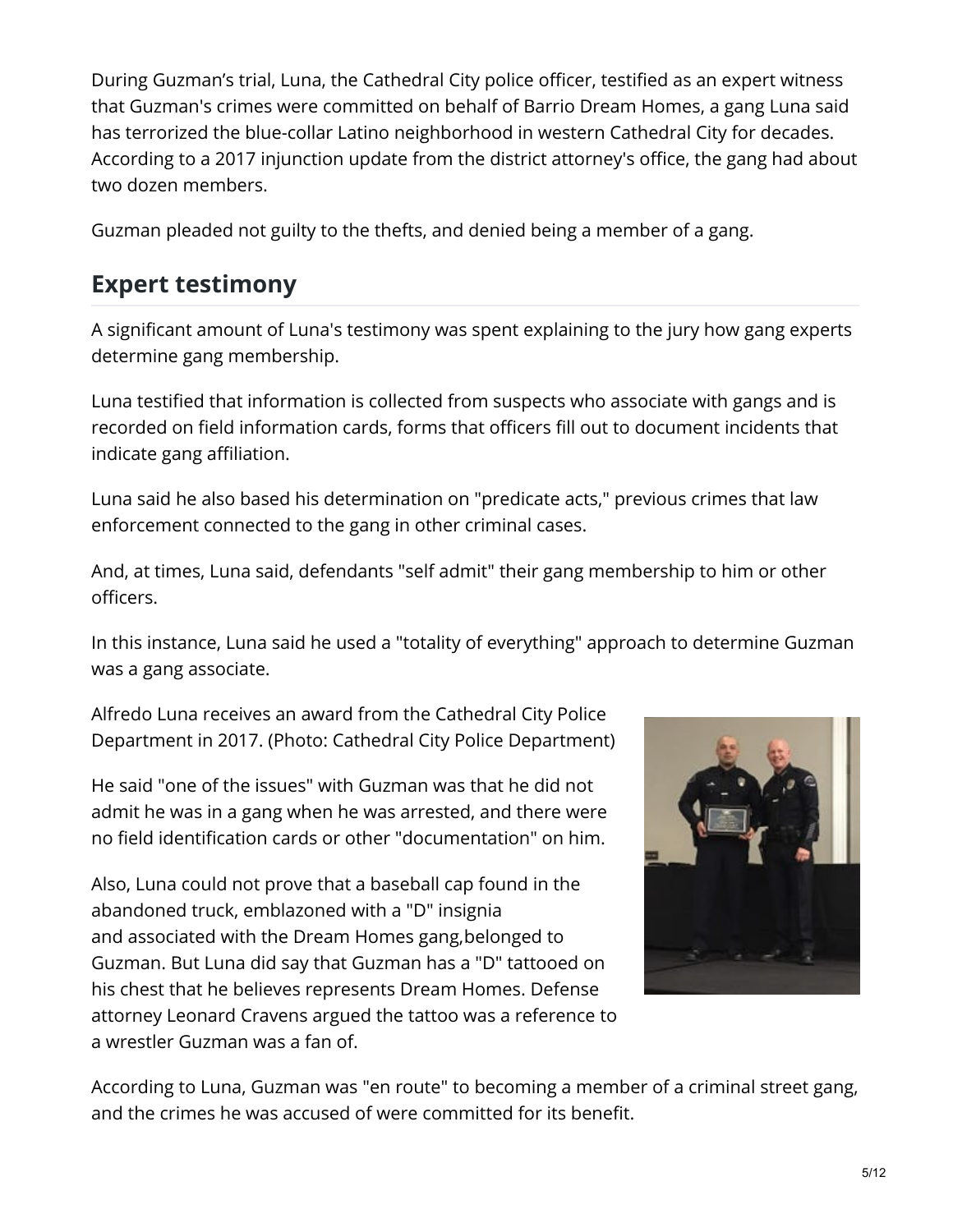During Guzman's trial, Luna, the Cathedral City police officer, testified as an expert witness that Guzman's crimes were committed on behalf of Barrio Dream Homes, a gang Luna said has terrorized the blue-collar Latino neighborhood in western Cathedral City for decades. According to a 2017 injunction update from the district attorney's office, the gang had about two dozen members.

Guzman pleaded not guilty to the thefts, and denied being a member of a gang.

## Expert testimony

A significant amount of Luna's testimony was spent explaining to the jury how gang experts determine gang membership.

Luna testified that information is collected from suspects who associate with gangs and is recorded on field information cards, forms that officers fill out to document incidents that indicate gang affiliation.

Luna said he also based his determination on "predicate acts," previous crimes that law enforcement connected to the gang in other criminal cases.

And, at times, Luna said, defendants "self admit" their gang membership to him or other officers.

In this instance, Luna said he used a "totality of everything" approach to determine Guzman was a gang associate.

Alfredo Luna receives an award from the Cathedral City Police Department in 2017. (Photo: Cathedral City Police Department)

He said "one of the issues" with Guzman was that he did not admit he was in a gang when he was arrested, and there were no field identification cards or other "documentation" on him.

Also, Luna could not prove that a baseball cap found in the abandoned truck, emblazoned with a "D" insignia and associated with the Dream Homes gang,belonged to Guzman. But Luna did say that Guzman has a "D" tattooed on his chest that he believes represents Dream Homes. Defense attorney Leonard Cravens argued the tattoo was a reference to a wrestler Guzman was a fan of.

According to Luna, Guzman was "en route" to becoming a member of a criminal street gang, and the crimes he was accused of were committed for its benefit.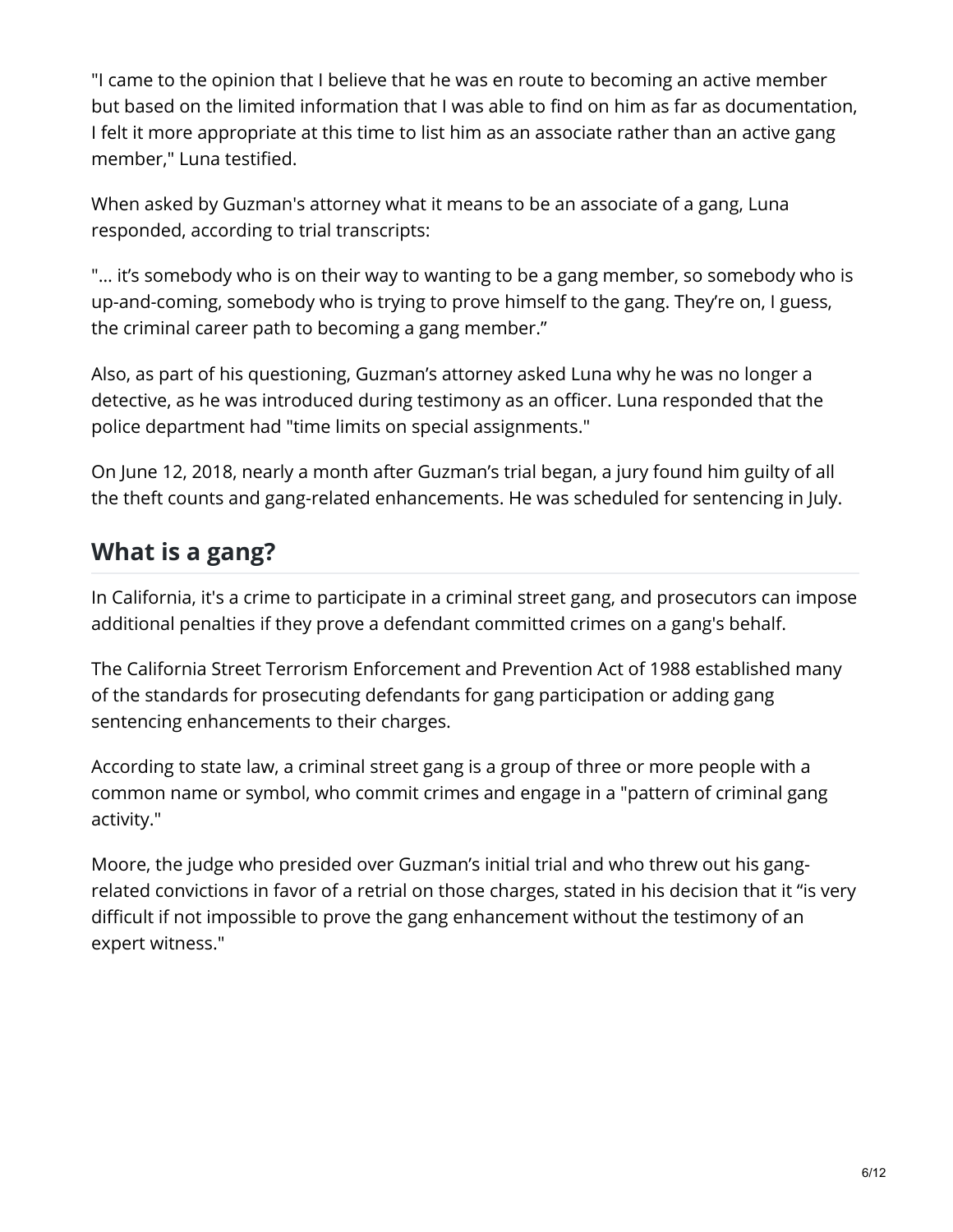"I came to the opinion that I believe that he was en route to becoming an active member but based on the limited information that I was able to find on him as far as documentation, I felt it more appropriate at this time to list him as an associate rather than an active gang member," Luna testified.

When asked by Guzman's attorney what it means to be an associate of a gang, Luna responded, according to trial transcripts:

"... it's somebody who is on their way to wanting to be a gang member, so somebody who is up-and-coming, somebody who is trying to prove himself to the gang. They're on, I guess, the criminal career path to becoming a gang member."

Also, as part of his questioning, Guzman's attorney asked Luna why he was no longer a detective, as he was introduced during testimony as an officer. Luna responded that the police department had "time limits on special assignments."

On June 12, 2018, nearly a month after Guzman's trial began, a jury found him guilty of all the theft counts and gang-related enhancements. He was scheduled for sentencing in July.

## What is a gang?

In California, it's a crime to participate in a criminal street gang, and prosecutors can impose additional penalties if they prove a defendant committed crimes on a gang's behalf.

The California Street Terrorism Enforcement and Prevention Act of 1988 established many of the standards for prosecuting defendants for gang participation or adding gang sentencing enhancements to their charges.

According to state law, a criminal street gang is a group of three or more people with a common name or symbol, who commit crimes and engage in a "pattern of criminal gang activity."

Moore, the judge who presided over Guzman's initial trial and who threw out his gang-related convictions in favor of a retrial on those charges, stated in his decision that it "is very difficult if not impossible to prove the gang enhancement without the testimony of an expert witness."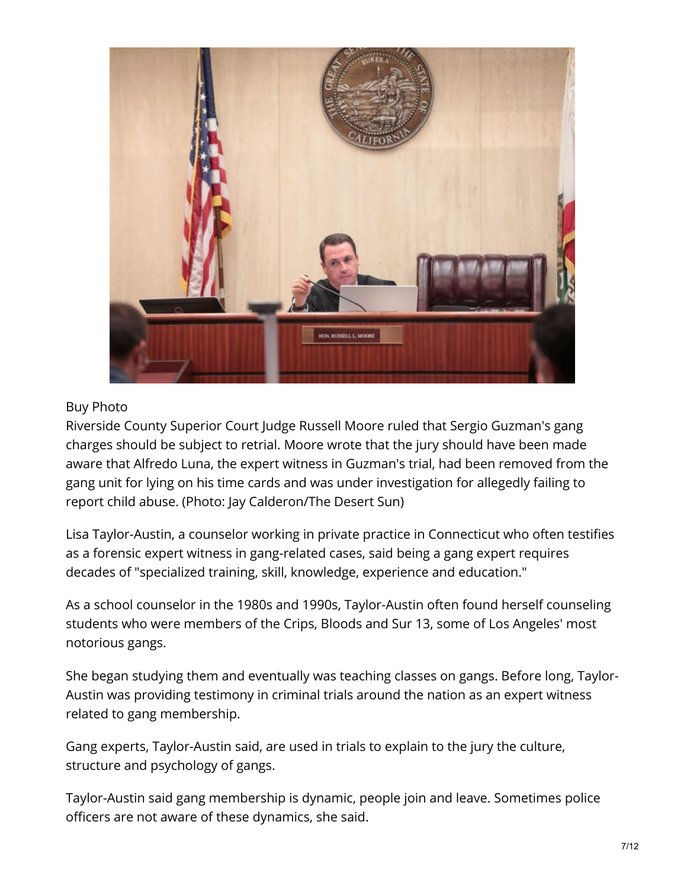Buy Photo

Riverside County Superior Court Judge Russell Moore ruled that Sergio Guzman's gang charges should be subject to retrial. Moore wrote that the jury should have been made aware that Alfredo Luna, the expert witness in Guzman's trial, had been removed from the gang unit for lying on his time cards and was under investigation for allegedly failing to report child abuse. (Photo: Jay Calderon/The Desert Sun)

Lisa Taylor-Austin, a counselor working in private practice in Connecticut who often testifies as a forensic expert witness in gang-related cases, said being a gang expert requires decades of "specialized training, skill, knowledge, experience and education."

As a school counselor in the 1980s and 1990s, Taylor-Austin often found herself counseling students who were members of the Crips, Bloods and Sur 13, some of Los Angeles' most notorious gangs.

She began studying them and eventually was teaching classes on gangs. Before long, Taylor-Austin was providing testimony in criminal trials around the nation as an expert witness related to gang membership.

Gang experts, Taylor-Austin said, are used in trials to explain to the jury the culture, structure and psychology of gangs.

Taylor-Austin said gang membership is dynamic, people join and leave. Sometimes police officers are not aware of these dynamics, she said.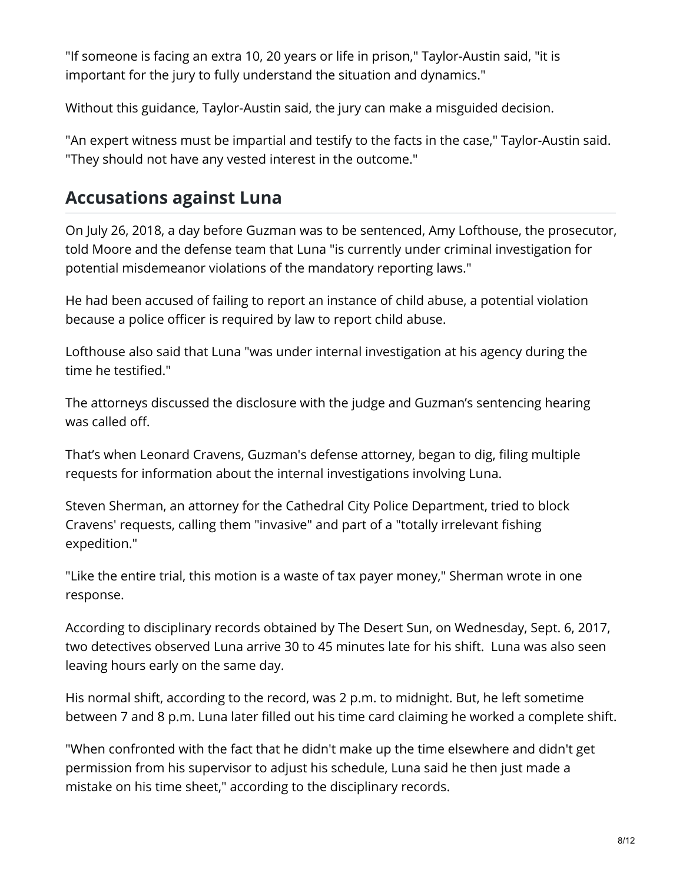"If someone is facing an extra 10, 20 years or life in prison," Taylor-Austin said, "it is important for the jury to fully understand the situation and dynamics."

Without this guidance, Taylor-Austin said, the jury can make a misguided decision.

"An expert witness must be impartial and testify to the facts in the case," Taylor-Austin said. "They should not have any vested interest in the outcome."

## Accusations against Luna

On July 26, 2018, a day before Guzman was to be sentenced, Amy Lofthouse, the prosecutor, told Moore and the defense team that Luna "is currently under criminal investigation for potential misdemeanor violations of the mandatory reporting laws."

He had been accused of failing to report an instance of child abuse, a potential violation because a police officer is required by law to report child abuse.

Lofthouse also said that Luna "was under internal investigation at his agency during the time he testified."

The attorneys discussed the disclosure with the judge and Guzman's sentencing hearing was called off.

That's when Leonard Cravens, Guzman's defense attorney, began to dig, filing multiple requests for information about the internal investigations involving Luna.

Steven Sherman, an attorney for the Cathedral City Police Department, tried to block Cravens' requests, calling them "invasive" and part of a "totally irrelevant fishing expedition."

"Like the entire trial, this motion is a waste of tax payer money," Sherman wrote in one response.

According to disciplinary records obtained by The Desert Sun, on Wednesday, Sept. 6, 2017, two detectives observed Luna arrive 30 to 45 minutes late for his shift. Luna was also seen leaving hours early on the same day.

His normal shift, according to the record, was 2 p.m. to midnight. But, he left sometime between 7 and 8 p.m. Luna later filled out his time card claiming he worked a complete shift.

"When confronted with the fact that he didn't make up the time elsewhere and didn't get permission from his supervisor to adjust his schedule, Luna said he then just made a mistake on his time sheet," according to the disciplinary records.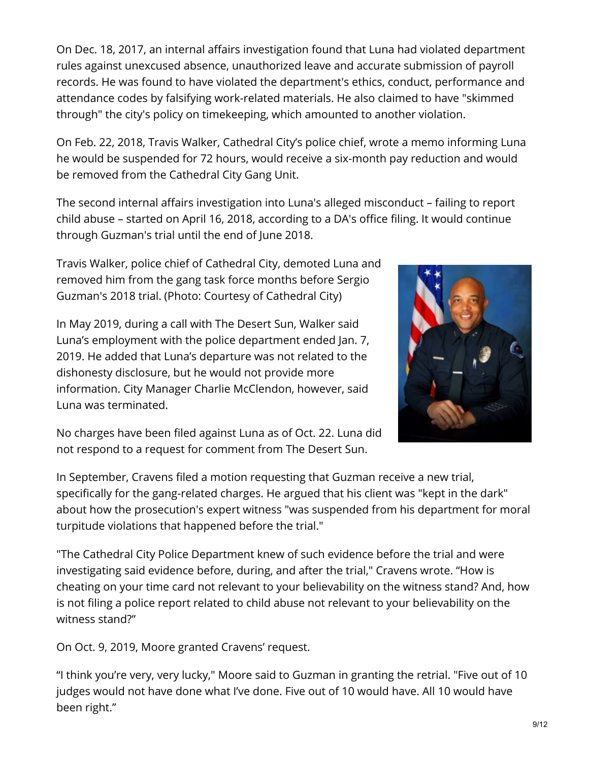On Dec. 18, 2017, an internal affairs investigation found that Luna had violated department rules against unexcused absence, unauthorized leave and accurate submission of payroll records. He was found to have violated the department's ethics, conduct, performance and attendance codes by falsifying work-related materials. He also claimed to have "skimmed through" the city's policy on timekeeping, which amounted to another violation.

On Feb. 22, 2018, Travis Walker, Cathedral City's police chief, wrote a memo informing Luna he would be suspended for 72 hours, would receive a six-month pay reduction and would be removed from the Cathedral City Gang Unit.

The second internal affairs investigation into Luna's alleged misconduct – failing to report child abuse – started on April 16, 2018, according to a DA's office filing. It would continue through Guzman's trial until the end of June 2018.

Travis Walker, police chief of Cathedral City, demoted Luna and removed him from the gang task force months before Sergio Guzman's 2018 trial. (Photo: Courtesy of Cathedral City)

In May 2019, during a call with The Desert Sun, Walker said Luna's employment with the police department ended Jan. 7, 2019. He added that Luna's departure was not related to the dishonesty disclosure, but he would not provide more information. City Manager Charlie McClendon, however, said Luna was terminated.

No charges have been filed against Luna as of Oct. 22. Luna did not respond to a request for comment from The Desert Sun.

In September, Cravens filed a motion requesting that Guzman receive a new trial, specifically for the gang-related charges. He argued that his client was "kept in the dark" about how the prosecution's expert witness "was suspended from his department for moral turpitude violations that happened before the trial."

"The Cathedral City Police Department knew of such evidence before the trial and were investigating said evidence before, during, and after the trial," Cravens wrote. "How is cheating on your time card not relevant to your believability on the witness stand? And, how is not filing a police report related to child abuse not relevant to your believability on the witness stand?"

On Oct. 9, 2019, Moore granted Cravens' request.

"I think you're very, very lucky," Moore said to Guzman in granting the retrial. "Five out of 10 judges would not have done what I've done. Five out of 10 would have. All 10 would have been right."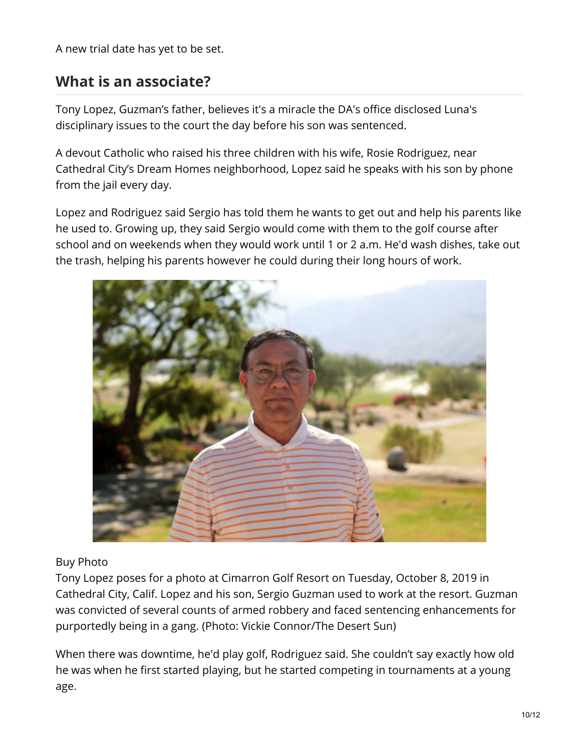A new trial date has yet to be set.

## What is an associate?

Tony Lopez, Guzman's father, believes it's a miracle the DA's office disclosed Luna's disciplinary issues to the court the day before his son was sentenced.

A devout Catholic who raised his three children with his wife, Rosie Rodriguez, near Cathedral City's Dream Homes neighborhood, Lopez said he speaks with his son by phone from the jail every day.

Lopez and Rodriguez said Sergio has told them he wants to get out and help his parents like he used to. Growing up, they said Sergio would come with them to the golf course after school and on weekends when they would work until 1 or 2 a.m. He'd wash dishes, take out the trash, helping his parents however he could during their long hours of work.

Buy Photo

Tony Lopez poses for a photo at Cimarron Golf Resort on Tuesday, October 8, 2019 in Cathedral City, Calif. Lopez and his son, Sergio Guzman used to work at the resort. Guzman was convicted of several counts of armed robbery and faced sentencing enhancements for purportedly being in a gang. (Photo: Vickie Connor/The Desert Sun)

When there was downtime, he'd play golf, Rodriguez said. She couldn't say exactly how old he was when he first started playing, but he started competing in tournaments at a young age.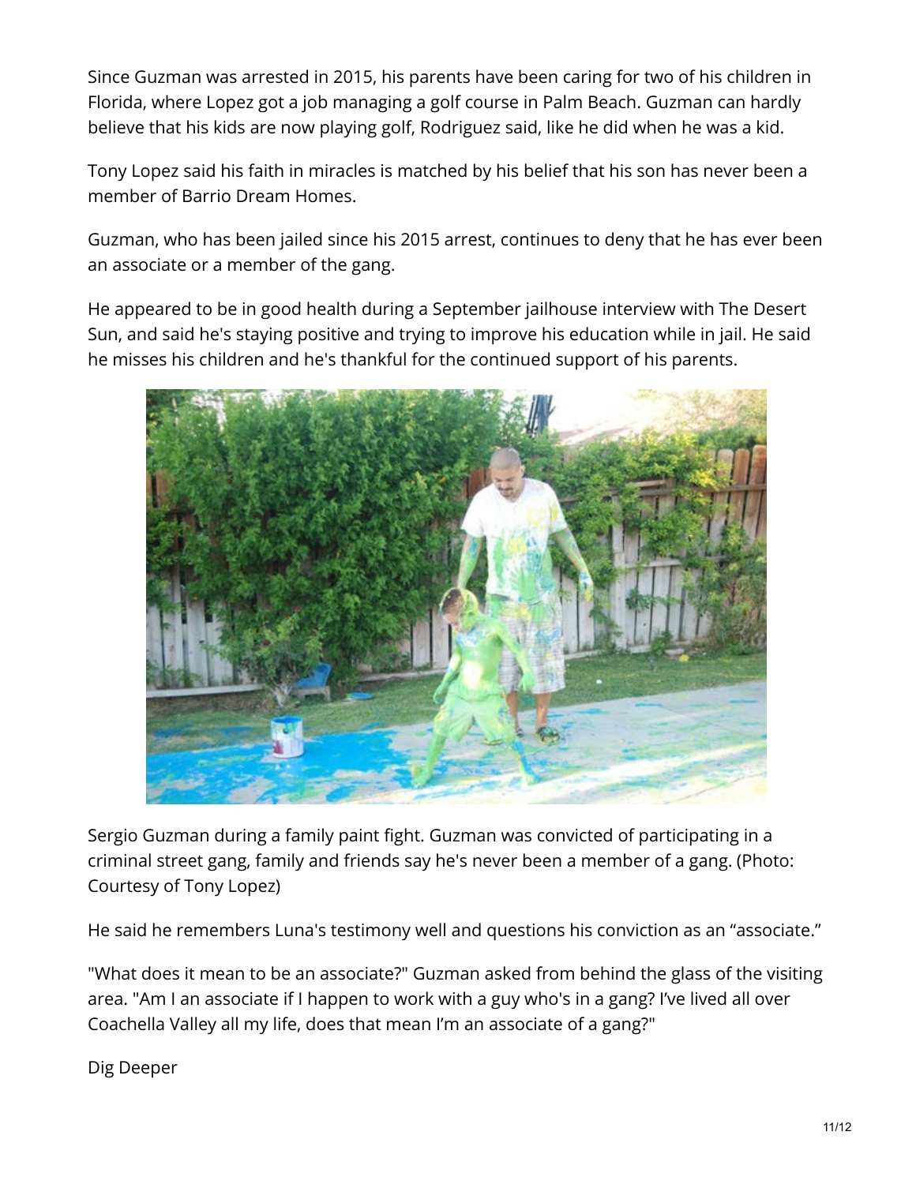Since Guzman was arrested in 2015, his parents have been caring for two of his children in Florida, where Lopez got a job managing a golf course in Palm Beach. Guzman can hardly believe that his kids are now playing golf, Rodriguez said, like he did when he was a kid.

Tony Lopez said his faith in miracles is matched by his belief that his son has never been a member of Barrio Dream Homes.

Guzman, who has been jailed since his 2015 arrest, continues to deny that he has ever been an associate or a member of the gang.

He appeared to be in good health during a September jailhouse interview with The Desert Sun, and said he's staying positive and trying to improve his education while in jail. He said he misses his children and he's thankful for the continued support of his parents.

Sergio Guzman during a family paint fight. Guzman was convicted of participating in a criminal street gang, family and friends say he's never been a member of a gang. (Photo: Courtesy of Tony Lopez)

He said he remembers Luna's testimony well and questions his conviction as an "associate."

"What does it mean to be an associate?" Guzman asked from behind the glass of the visiting area. "Am I an associate if I happen to work with a guy who's in a gang? I've lived all over Coachella Valley all my life, does that mean I'm an associate of a gang?"

Dig Deeper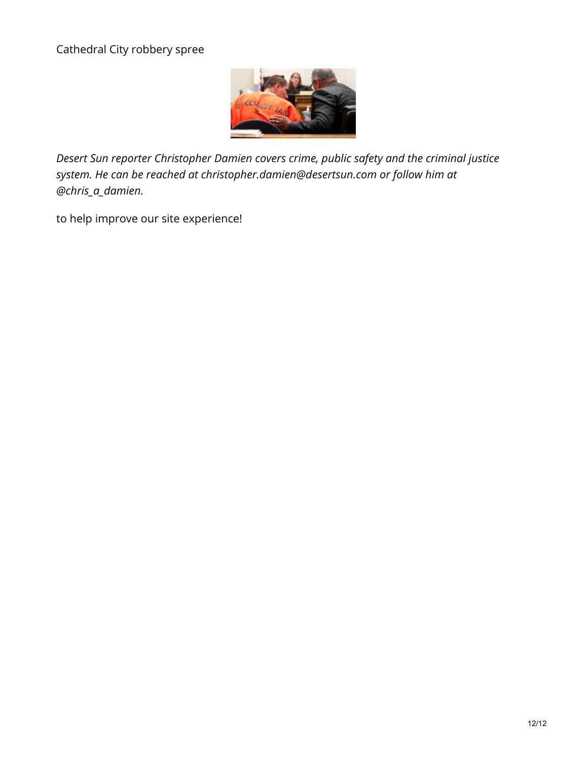Cathedral City robbery spree

*Desert Sun reporter Christopher Damien covers crime, public safety and the criminal justice system. He can be reached at christopher.damien@desertsun.com or follow him at @chris_a_damien.*

to help improve our site experience!